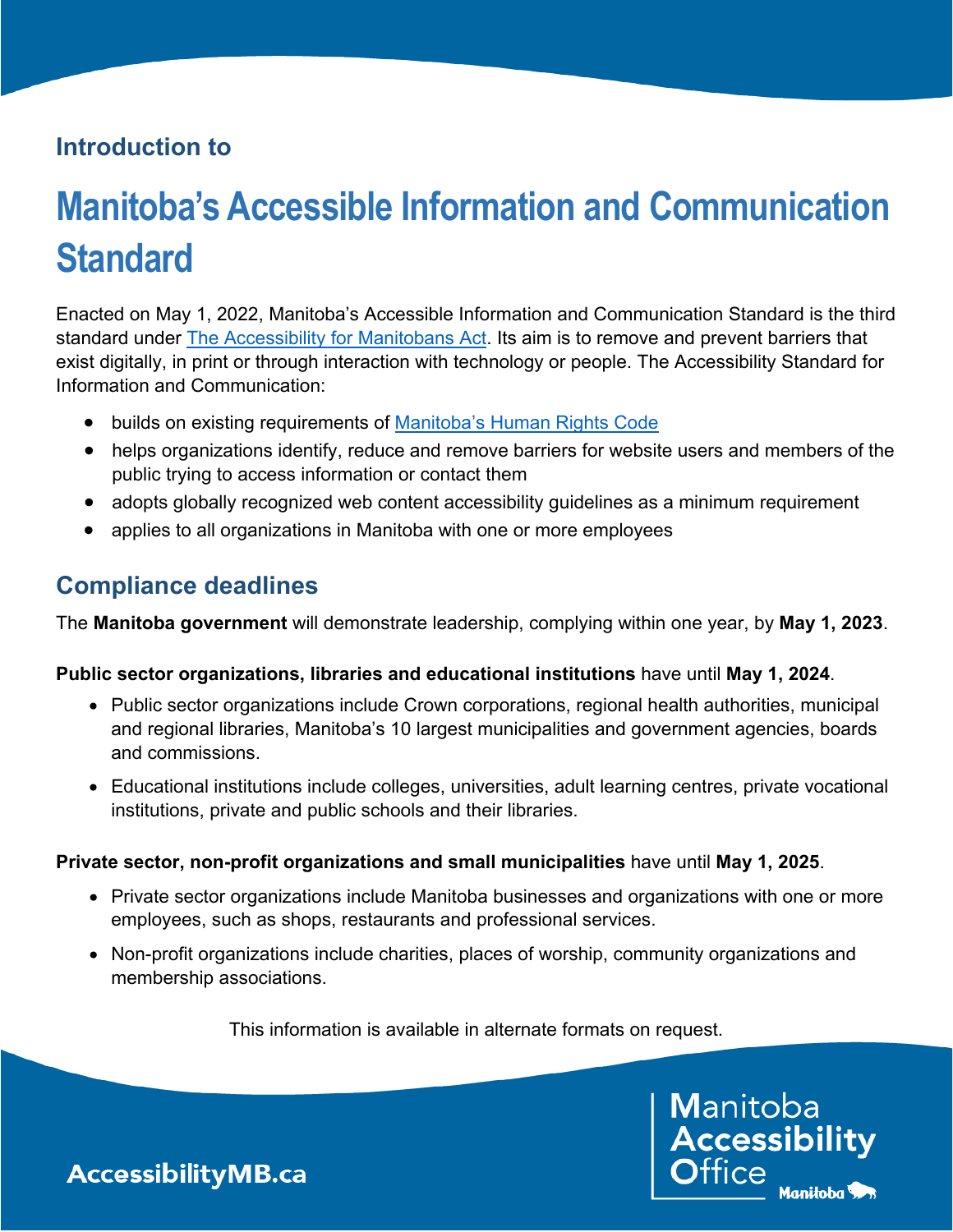### Introduction to

# Manitoba's Accessible Information and Communication Standard

Enacted on May 1, 2022, Manitoba's Accessible Information and Communication Standard is the third standard under [The Accessibility for Manitobans Act](). Its aim is to remove and prevent barriers that exist digitally, in print or through interaction with technology or people. The Accessibility Standard for Information and Communication:

- builds on existing requirements of [Manitoba's Human Rights Code]()
- helps organizations identify, reduce and remove barriers for website users and members of the public trying to access information or contact them
- adopts globally recognized web content accessibility guidelines as a minimum requirement
- applies to all organizations in Manitoba with one or more employees

## Compliance deadlines

The **Manitoba government** will demonstrate leadership, complying within one year, by **May 1, 2023**.

**Public sector organizations, libraries and educational institutions** have until **May 1, 2024**.

- Public sector organizations include Crown corporations, regional health authorities, municipal and regional libraries, Manitoba's 10 largest municipalities and government agencies, boards and commissions.
- Educational institutions include colleges, universities, adult learning centres, private vocational institutions, private and public schools and their libraries.

**Private sector, non-profit organizations and small municipalities** have until **May 1, 2025**.

- Private sector organizations include Manitoba businesses and organizations with one or more employees, such as shops, restaurants and professional services.
- Non-profit organizations include charities, places of worship, community organizations and membership associations.

This information is available in alternate formats on request.

AccessibilityMB.ca

Manitoba Accessibility Office

Manitoba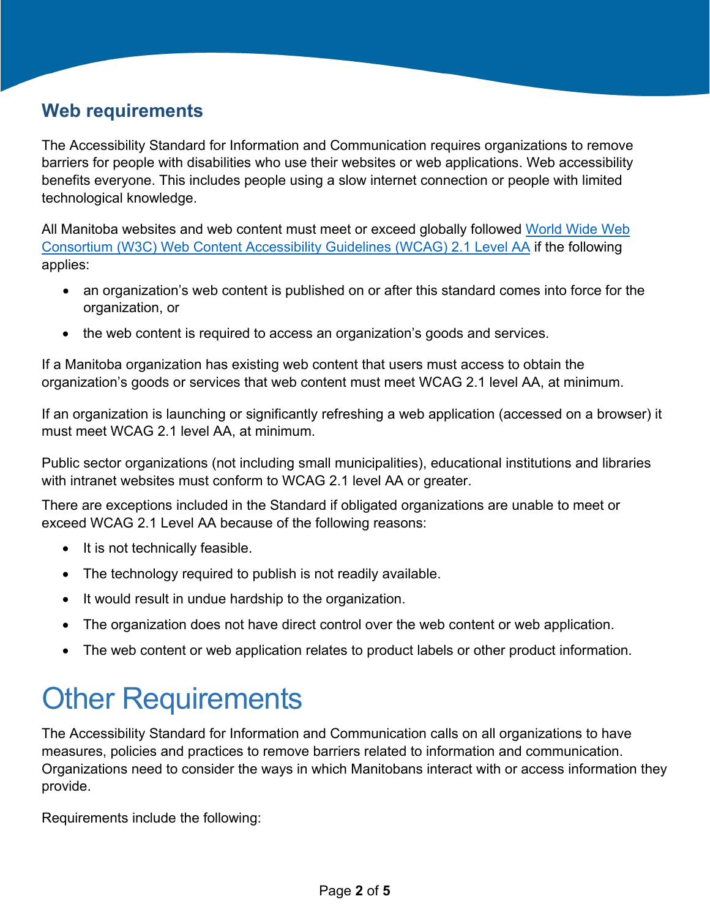## Web requirements

The Accessibility Standard for Information and Communication requires organizations to remove barriers for people with disabilities who use their websites or web applications. Web accessibility benefits everyone. This includes people using a slow internet connection or people with limited technological knowledge.

All Manitoba websites and web content must meet or exceed globally followed [World Wide Web Consortium (W3C) Web Content Accessibility Guidelines (WCAG) 2.1 Level AA]() if the following applies:

- an organization's web content is published on or after this standard comes into force for the organization, or
- the web content is required to access an organization's goods and services.

If a Manitoba organization has existing web content that users must access to obtain the organization's goods or services that web content must meet WCAG 2.1 level AA, at minimum.

If an organization is launching or significantly refreshing a web application (accessed on a browser) it must meet WCAG 2.1 level AA, at minimum.

Public sector organizations (not including small municipalities), educational institutions and libraries with intranet websites must conform to WCAG 2.1 level AA or greater.

There are exceptions included in the Standard if obligated organizations are unable to meet or exceed WCAG 2.1 Level AA because of the following reasons:

- It is not technically feasible.
- The technology required to publish is not readily available.
- It would result in undue hardship to the organization.
- The organization does not have direct control over the web content or web application.
- The web content or web application relates to product labels or other product information.

# Other Requirements

The Accessibility Standard for Information and Communication calls on all organizations to have measures, policies and practices to remove barriers related to information and communication. Organizations need to consider the ways in which Manitobans interact with or access information they provide.

Requirements include the following: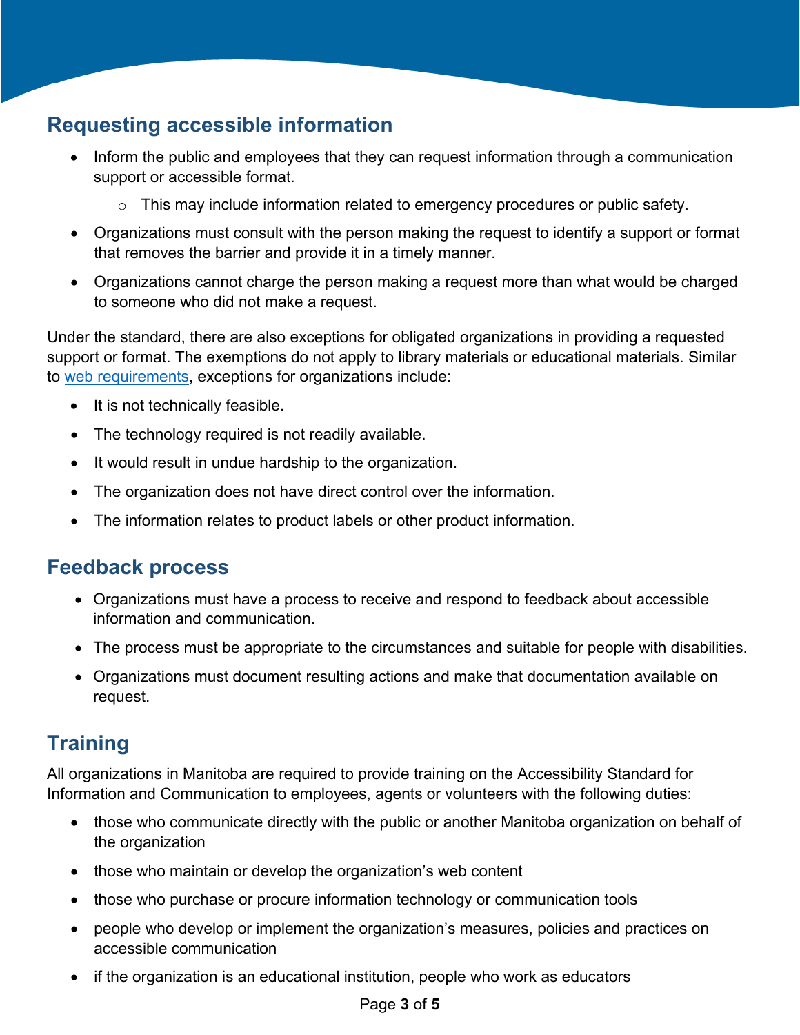## Requesting accessible information

- Inform the public and employees that they can request information through a communication support or accessible format.
    - This may include information related to emergency procedures or public safety.
- Organizations must consult with the person making the request to identify a support or format that removes the barrier and provide it in a timely manner.
- Organizations cannot charge the person making a request more than what would be charged to someone who did not make a request.

Under the standard, there are also exceptions for obligated organizations in providing a requested support or format. The exemptions do not apply to library materials or educational materials. Similar to [web requirements](), exceptions for organizations include:

- It is not technically feasible.
- The technology required is not readily available.
- It would result in undue hardship to the organization.
- The organization does not have direct control over the information.
- The information relates to product labels or other product information.

## Feedback process

- Organizations must have a process to receive and respond to feedback about accessible information and communication.
- The process must be appropriate to the circumstances and suitable for people with disabilities.
- Organizations must document resulting actions and make that documentation available on request.

## Training

All organizations in Manitoba are required to provide training on the Accessibility Standard for Information and Communication to employees, agents or volunteers with the following duties:

- those who communicate directly with the public or another Manitoba organization on behalf of the organization
- those who maintain or develop the organization's web content
- those who purchase or procure information technology or communication tools
- people who develop or implement the organization's measures, policies and practices on accessible communication
- if the organization is an educational institution, people who work as educators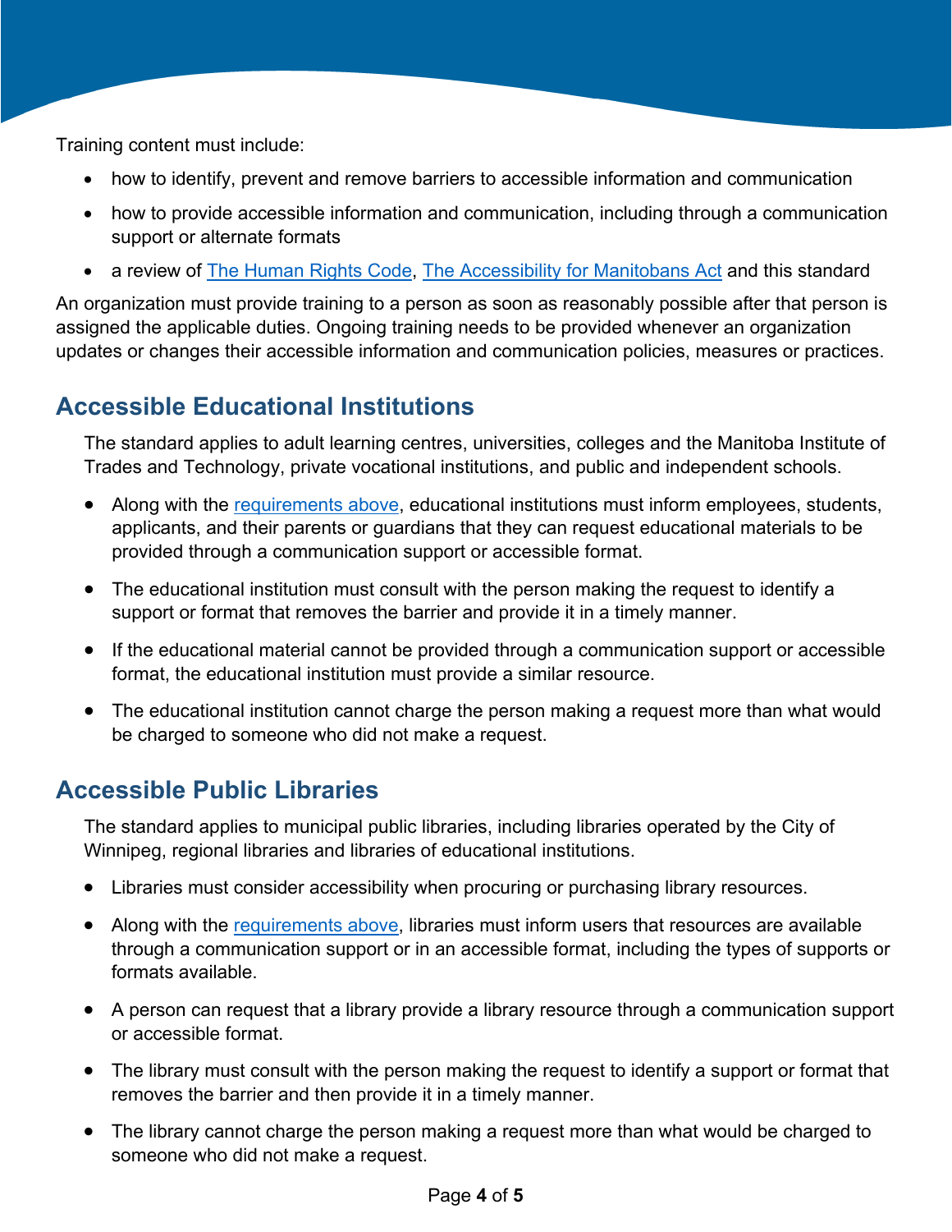Training content must include:

- how to identify, prevent and remove barriers to accessible information and communication
- how to provide accessible information and communication, including through a communication support or alternate formats
- a review of [The Human Rights Code](), [The Accessibility for Manitobans Act]() and this standard

An organization must provide training to a person as soon as reasonably possible after that person is assigned the applicable duties. Ongoing training needs to be provided whenever an organization updates or changes their accessible information and communication policies, measures or practices.

## Accessible Educational Institutions

The standard applies to adult learning centres, universities, colleges and the Manitoba Institute of Trades and Technology, private vocational institutions, and public and independent schools.

- Along with the [requirements above](), educational institutions must inform employees, students, applicants, and their parents or guardians that they can request educational materials to be provided through a communication support or accessible format.
- The educational institution must consult with the person making the request to identify a support or format that removes the barrier and provide it in a timely manner.
- If the educational material cannot be provided through a communication support or accessible format, the educational institution must provide a similar resource.
- The educational institution cannot charge the person making a request more than what would be charged to someone who did not make a request.

## Accessible Public Libraries

The standard applies to municipal public libraries, including libraries operated by the City of Winnipeg, regional libraries and libraries of educational institutions.

- Libraries must consider accessibility when procuring or purchasing library resources.
- Along with the [requirements above](), libraries must inform users that resources are available through a communication support or in an accessible format, including the types of supports or formats available.
- A person can request that a library provide a library resource through a communication support or accessible format.
- The library must consult with the person making the request to identify a support or format that removes the barrier and then provide it in a timely manner.
- The library cannot charge the person making a request more than what would be charged to someone who did not make a request.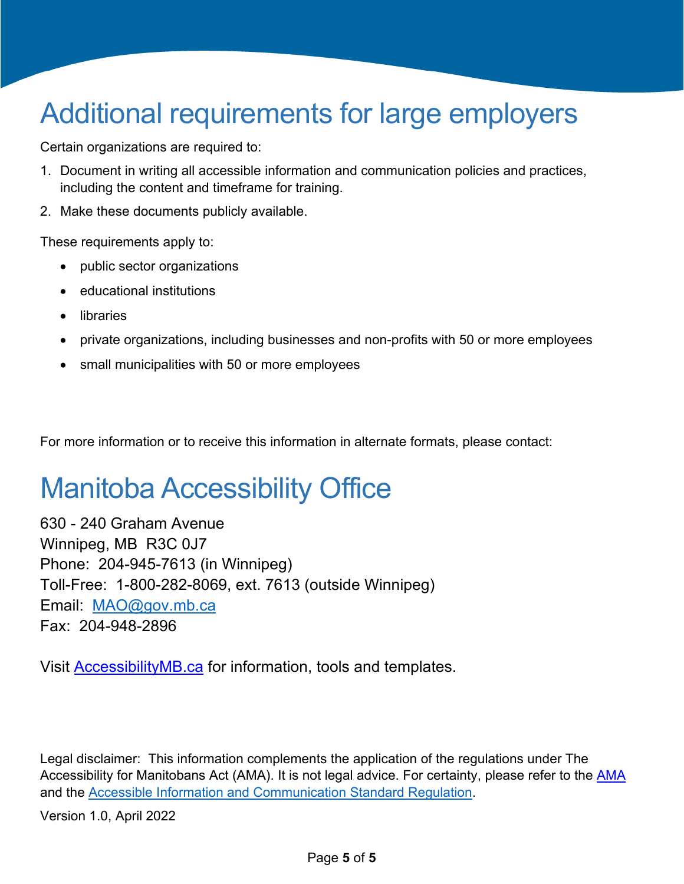# Additional requirements for large employers

Certain organizations are required to:

1. Document in writing all accessible information and communication policies and practices, including the content and timeframe for training.
2. Make these documents publicly available.

These requirements apply to:

- public sector organizations
- educational institutions
- libraries
- private organizations, including businesses and non-profits with 50 or more employees
- small municipalities with 50 or more employees

For more information or to receive this information in alternate formats, please contact:

# Manitoba Accessibility Office

630 - 240 Graham Avenue
Winnipeg, MB  R3C 0J7
Phone:  204-945-7613 (in Winnipeg)
Toll-Free:  1-800-282-8069, ext. 7613 (outside Winnipeg)
Email:  MAO@gov.mb.ca
Fax:  204-948-2896

Visit AccessibilityMB.ca for information, tools and templates.

Legal disclaimer:  This information complements the application of the regulations under The Accessibility for Manitobans Act (AMA). It is not legal advice. For certainty, please refer to the AMA and the Accessible Information and Communication Standard Regulation.

Version 1.0, April 2022